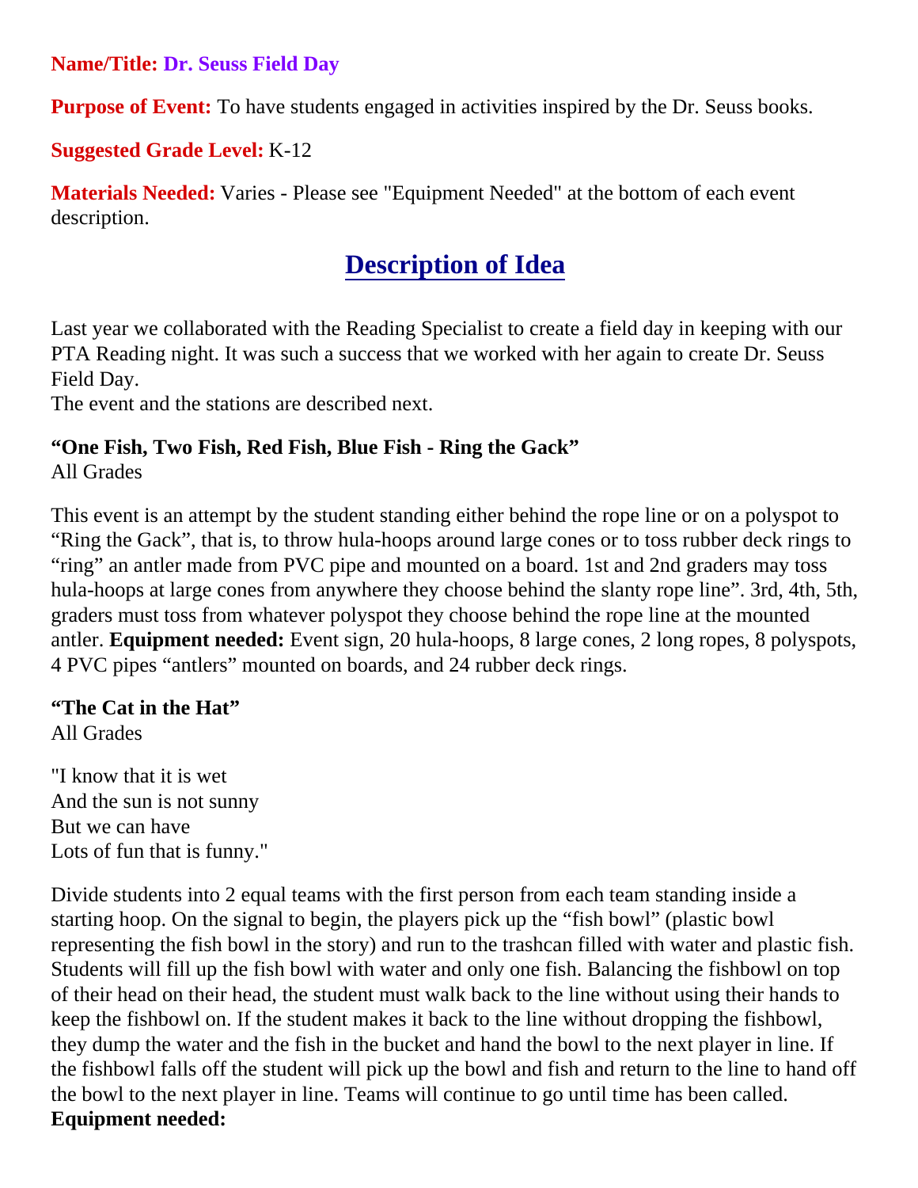**Name/Title:** **Dr. Seuss Field Day**

**Purpose of Event:** To have students engaged in activities inspired by the Dr. Seuss books.

**Suggested Grade Level:** K-12

**Materials Needed:** Varies - Please see "Equipment Needed" at the bottom of each event description.

## Description of Idea

Last year we collaborated with the Reading Specialist to create a field day in keeping with our PTA Reading night. It was such a success that we worked with her again to create Dr. Seuss Field Day.
The event and the stations are described next.

**"One Fish, Two Fish, Red Fish, Blue Fish - Ring the Gack"**
All Grades

This event is an attempt by the student standing either behind the rope line or on a polyspot to "Ring the Gack", that is, to throw hula-hoops around large cones or to toss rubber deck rings to "ring" an antler made from PVC pipe and mounted on a board. 1st and 2nd graders may toss hula-hoops at large cones from anywhere they choose behind the slanty rope line". 3rd, 4th, 5th, graders must toss from whatever polyspot they choose behind the rope line at the mounted antler. **Equipment needed:** Event sign, 20 hula-hoops, 8 large cones, 2 long ropes, 8 polyspots, 4 PVC pipes "antlers" mounted on boards, and 24 rubber deck rings.

**"The Cat in the Hat"**
All Grades

"I know that it is wet
And the sun is not sunny
But we can have
Lots of fun that is funny."

Divide students into 2 equal teams with the first person from each team standing inside a starting hoop. On the signal to begin, the players pick up the "fish bowl" (plastic bowl representing the fish bowl in the story) and run to the trashcan filled with water and plastic fish. Students will fill up the fish bowl with water and only one fish. Balancing the fishbowl on top of their head on their head, the student must walk back to the line without using their hands to keep the fishbowl on. If the student makes it back to the line without dropping the fishbowl, they dump the water and the fish in the bucket and hand the bowl to the next player in line. If the fishbowl falls off the student will pick up the bowl and fish and return to the line to hand off the bowl to the next player in line. Teams will continue to go until time has been called.
**Equipment needed:**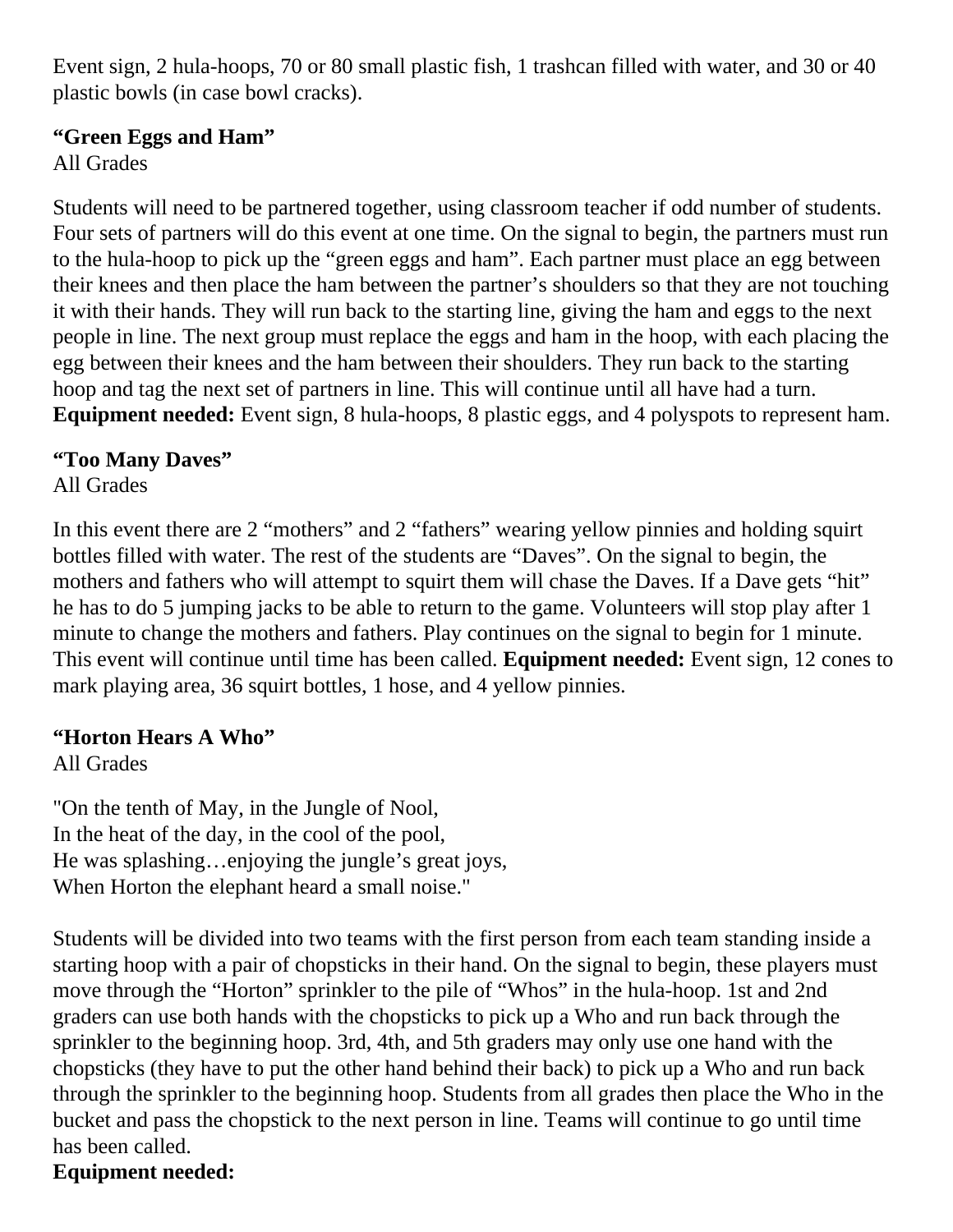Event sign, 2 hula-hoops, 70 or 80 small plastic fish, 1 trashcan filled with water, and 30 or 40 plastic bowls (in case bowl cracks).

**"Green Eggs and Ham"**
All Grades

Students will need to be partnered together, using classroom teacher if odd number of students. Four sets of partners will do this event at one time. On the signal to begin, the partners must run to the hula-hoop to pick up the "green eggs and ham". Each partner must place an egg between their knees and then place the ham between the partner's shoulders so that they are not touching it with their hands. They will run back to the starting line, giving the ham and eggs to the next people in line. The next group must replace the eggs and ham in the hoop, with each placing the egg between their knees and the ham between their shoulders. They run back to the starting hoop and tag the next set of partners in line. This will continue until all have had a turn. **Equipment needed:** Event sign, 8 hula-hoops, 8 plastic eggs, and 4 polyspots to represent ham.

**"Too Many Daves"**
All Grades

In this event there are 2 "mothers" and 2 "fathers" wearing yellow pinnies and holding squirt bottles filled with water. The rest of the students are "Daves". On the signal to begin, the mothers and fathers who will attempt to squirt them will chase the Daves. If a Dave gets "hit" he has to do 5 jumping jacks to be able to return to the game. Volunteers will stop play after 1 minute to change the mothers and fathers. Play continues on the signal to begin for 1 minute. This event will continue until time has been called. **Equipment needed:** Event sign, 12 cones to mark playing area, 36 squirt bottles, 1 hose, and 4 yellow pinnies.

**"Horton Hears A Who"**
All Grades

"On the tenth of May, in the Jungle of Nool,
In the heat of the day, in the cool of the pool,
He was splashing…enjoying the jungle's great joys,
When Horton the elephant heard a small noise."

Students will be divided into two teams with the first person from each team standing inside a starting hoop with a pair of chopsticks in their hand. On the signal to begin, these players must move through the "Horton" sprinkler to the pile of "Whos" in the hula-hoop. 1st and 2nd graders can use both hands with the chopsticks to pick up a Who and run back through the sprinkler to the beginning hoop. 3rd, 4th, and 5th graders may only use one hand with the chopsticks (they have to put the other hand behind their back) to pick up a Who and run back through the sprinkler to the beginning hoop. Students from all grades then place the Who in the bucket and pass the chopstick to the next person in line. Teams will continue to go until time has been called.
**Equipment needed:**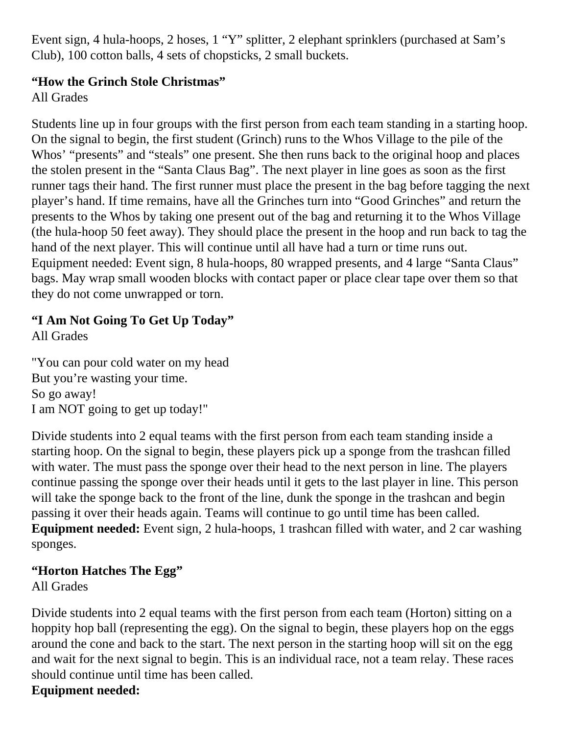Event sign, 4 hula-hoops, 2 hoses, 1 "Y" splitter, 2 elephant sprinklers (purchased at Sam's Club), 100 cotton balls, 4 sets of chopsticks, 2 small buckets.

**"How the Grinch Stole Christmas"**
All Grades

Students line up in four groups with the first person from each team standing in a starting hoop. On the signal to begin, the first student (Grinch) runs to the Whos Village to the pile of the Whos' "presents" and "steals" one present. She then runs back to the original hoop and places the stolen present in the "Santa Claus Bag". The next player in line goes as soon as the first runner tags their hand. The first runner must place the present in the bag before tagging the next player's hand. If time remains, have all the Grinches turn into "Good Grinches" and return the presents to the Whos by taking one present out of the bag and returning it to the Whos Village (the hula-hoop 50 feet away). They should place the present in the hoop and run back to tag the hand of the next player. This will continue until all have had a turn or time runs out. Equipment needed: Event sign, 8 hula-hoops, 80 wrapped presents, and 4 large "Santa Claus" bags. May wrap small wooden blocks with contact paper or place clear tape over them so that they do not come unwrapped or torn.

**"I Am Not Going To Get Up Today"**
All Grades

"You can pour cold water on my head
But you're wasting your time.
So go away!
I am NOT going to get up today!"

Divide students into 2 equal teams with the first person from each team standing inside a starting hoop. On the signal to begin, these players pick up a sponge from the trashcan filled with water. The must pass the sponge over their head to the next person in line. The players continue passing the sponge over their heads until it gets to the last player in line. This person will take the sponge back to the front of the line, dunk the sponge in the trashcan and begin passing it over their heads again. Teams will continue to go until time has been called. **Equipment needed:** Event sign, 2 hula-hoops, 1 trashcan filled with water, and 2 car washing sponges.

**"Horton Hatches The Egg"**
All Grades

Divide students into 2 equal teams with the first person from each team (Horton) sitting on a hoppity hop ball (representing the egg). On the signal to begin, these players hop on the eggs around the cone and back to the start. The next person in the starting hoop will sit on the egg and wait for the next signal to begin. This is an individual race, not a team relay. These races should continue until time has been called.
**Equipment needed:**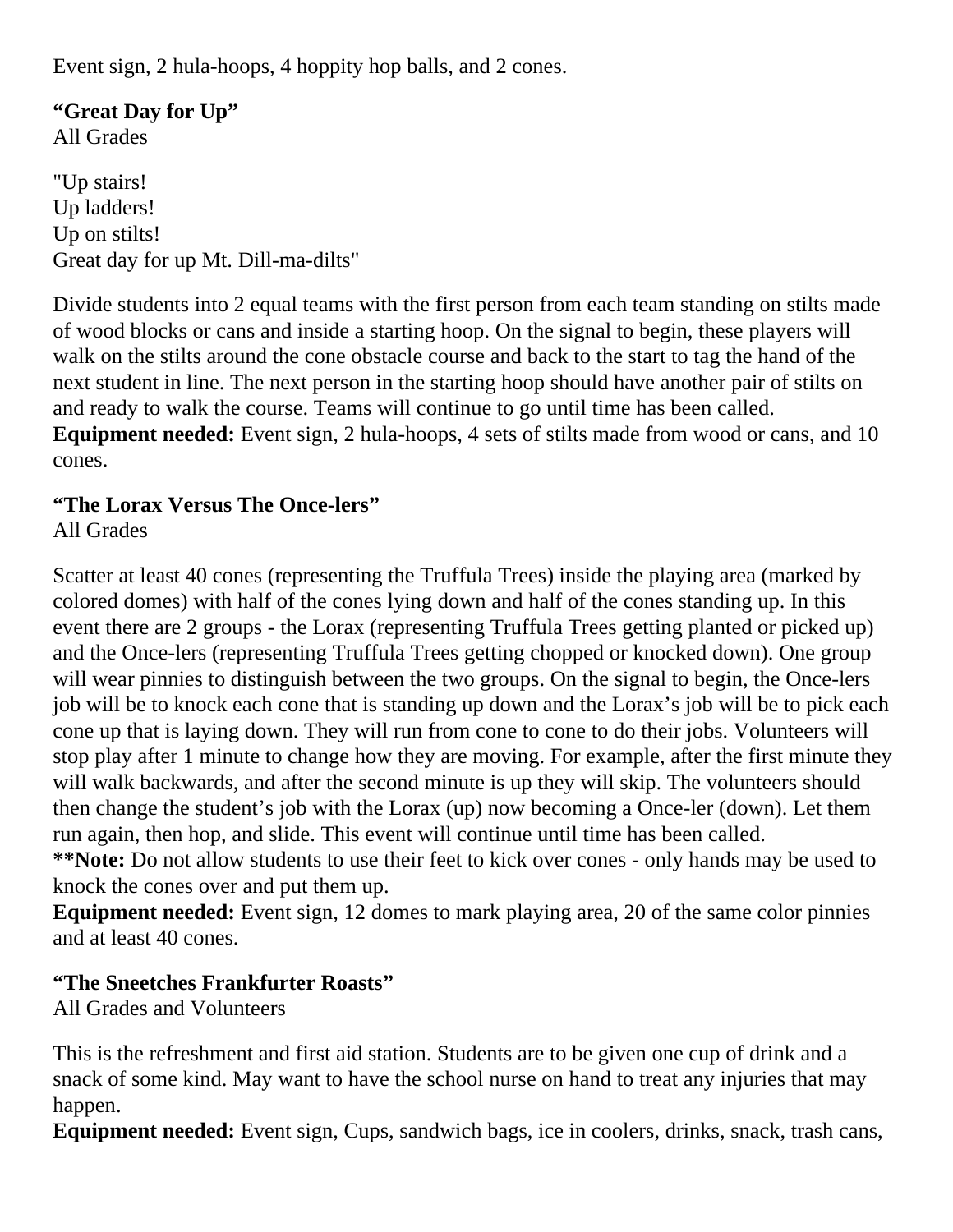Event sign, 2 hula-hoops, 4 hoppity hop balls, and 2 cones.

**"Great Day for Up"**
All Grades

"Up stairs!
Up ladders!
Up on stilts!
Great day for up Mt. Dill-ma-dilts"

Divide students into 2 equal teams with the first person from each team standing on stilts made of wood blocks or cans and inside a starting hoop. On the signal to begin, these players will walk on the stilts around the cone obstacle course and back to the start to tag the hand of the next student in line. The next person in the starting hoop should have another pair of stilts on and ready to walk the course. Teams will continue to go until time has been called.
**Equipment needed:** Event sign, 2 hula-hoops, 4 sets of stilts made from wood or cans, and 10 cones.

**"The Lorax Versus The Once-lers"**
All Grades

Scatter at least 40 cones (representing the Truffula Trees) inside the playing area (marked by colored domes) with half of the cones lying down and half of the cones standing up. In this event there are 2 groups - the Lorax (representing Truffula Trees getting planted or picked up) and the Once-lers (representing Truffula Trees getting chopped or knocked down). One group will wear pinnies to distinguish between the two groups. On the signal to begin, the Once-lers job will be to knock each cone that is standing up down and the Lorax's job will be to pick each cone up that is laying down. They will run from cone to cone to do their jobs. Volunteers will stop play after 1 minute to change how they are moving. For example, after the first minute they will walk backwards, and after the second minute is up they will skip. The volunteers should then change the student's job with the Lorax (up) now becoming a Once-ler (down). Let them run again, then hop, and slide. This event will continue until time has been called.
****Note:** Do not allow students to use their feet to kick over cones - only hands may be used to knock the cones over and put them up.
**Equipment needed:** Event sign, 12 domes to mark playing area, 20 of the same color pinnies and at least 40 cones.

**"The Sneetches Frankfurter Roasts"**
All Grades and Volunteers

This is the refreshment and first aid station. Students are to be given one cup of drink and a snack of some kind. May want to have the school nurse on hand to treat any injuries that may happen.
**Equipment needed:** Event sign, Cups, sandwich bags, ice in coolers, drinks, snack, trash cans,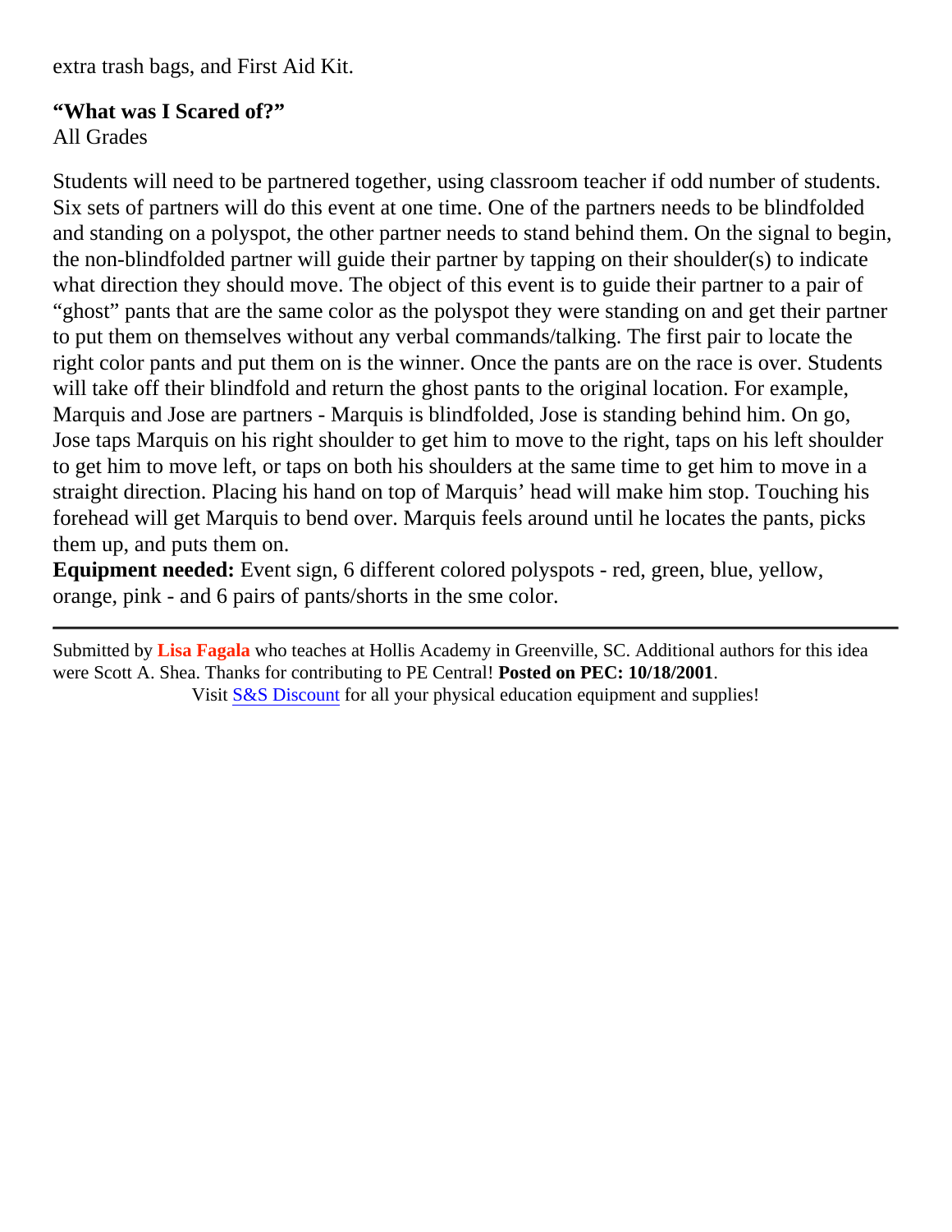extra trash bags, and First Aid Kit.

**"What was I Scared of?"**
All Grades

Students will need to be partnered together, using classroom teacher if odd number of students. Six sets of partners will do this event at one time. One of the partners needs to be blindfolded and standing on a polyspot, the other partner needs to stand behind them. On the signal to begin, the non-blindfolded partner will guide their partner by tapping on their shoulder(s) to indicate what direction they should move. The object of this event is to guide their partner to a pair of "ghost" pants that are the same color as the polyspot they were standing on and get their partner to put them on themselves without any verbal commands/talking. The first pair to locate the right color pants and put them on is the winner. Once the pants are on the race is over. Students will take off their blindfold and return the ghost pants to the original location. For example, Marquis and Jose are partners - Marquis is blindfolded, Jose is standing behind him. On go, Jose taps Marquis on his right shoulder to get him to move to the right, taps on his left shoulder to get him to move left, or taps on both his shoulders at the same time to get him to move in a straight direction. Placing his hand on top of Marquis' head will make him stop. Touching his forehead will get Marquis to bend over. Marquis feels around until he locates the pants, picks them up, and puts them on.
**Equipment needed:** Event sign, 6 different colored polyspots - red, green, blue, yellow, orange, pink - and 6 pairs of pants/shorts in the sme color.

---

Submitted by **Lisa Fagala** who teaches at Hollis Academy in Greenville, SC. Additional authors for this idea were Scott A. Shea. Thanks for contributing to PE Central! **Posted on PEC: 10/18/2001**.
Visit S&S Discount for all your physical education equipment and supplies!